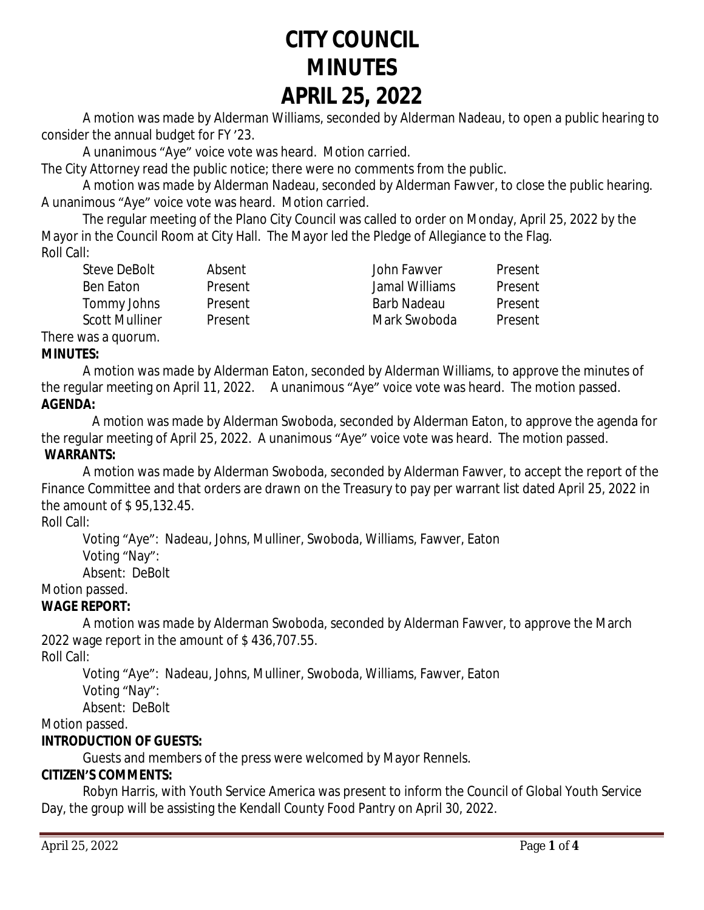# CITY COUNCIL MINUTES APRIL 25, 2022

A motion was made by Alderman Williams, seconded by Alderman Nadeau, to open a public hearing to consider the annual budget for FY '23.

A unanimous "Aye" voice vote was heard. Motion carried.

The City Attorney read the public notice; there were no comments from the public.

A motion was made by Alderman Nadeau, seconded by Alderman Fawver, to close the public hearing. A unanimous "Aye" voice vote was heard. Motion carried.

The regular meeting of the Plano City Council was called to order on Monday, April 25, 2022 by the Mayor in the Council Room at City Hall. The Mayor led the Pledge of Allegiance to the Flag.

Roll Call:

| | | | |
|---|---|---|---|
| Steve DeBolt | Absent | John Fawver | Present |
| Ben Eaton | Present | Jamal Williams | Present |
| Tommy Johns | Present | Barb Nadeau | Present |
| Scott Mulliner | Present | Mark Swoboda | Present |

There was a quorum.

**MINUTES:**

A motion was made by Alderman Eaton, seconded by Alderman Williams, to approve the minutes of the regular meeting on April 11, 2022. A unanimous "Aye" voice vote was heard. The motion passed.

**AGENDA:**

A motion was made by Alderman Swoboda, seconded by Alderman Eaton, to approve the agenda for the regular meeting of April 25, 2022. A unanimous "Aye" voice vote was heard. The motion passed.

**WARRANTS:**

A motion was made by Alderman Swoboda, seconded by Alderman Fawver, to accept the report of the Finance Committee and that orders are drawn on the Treasury to pay per warrant list dated April 25, 2022 in the amount of $ 95,132.45.

Roll Call:

Voting "Aye": Nadeau, Johns, Mulliner, Swoboda, Williams, Fawver, Eaton

Voting "Nay":

Absent: DeBolt

Motion passed.

**WAGE REPORT:**

A motion was made by Alderman Swoboda, seconded by Alderman Fawver, to approve the March 2022 wage report in the amount of $ 436,707.55.

Roll Call:

Voting "Aye": Nadeau, Johns, Mulliner, Swoboda, Williams, Fawver, Eaton

Voting "Nay":

Absent: DeBolt

Motion passed.

**INTRODUCTION OF GUESTS:**

Guests and members of the press were welcomed by Mayor Rennels.

**CITIZEN'S COMMENTS:**

Robyn Harris, with Youth Service America was present to inform the Council of Global Youth Service Day, the group will be assisting the Kendall County Food Pantry on April 30, 2022.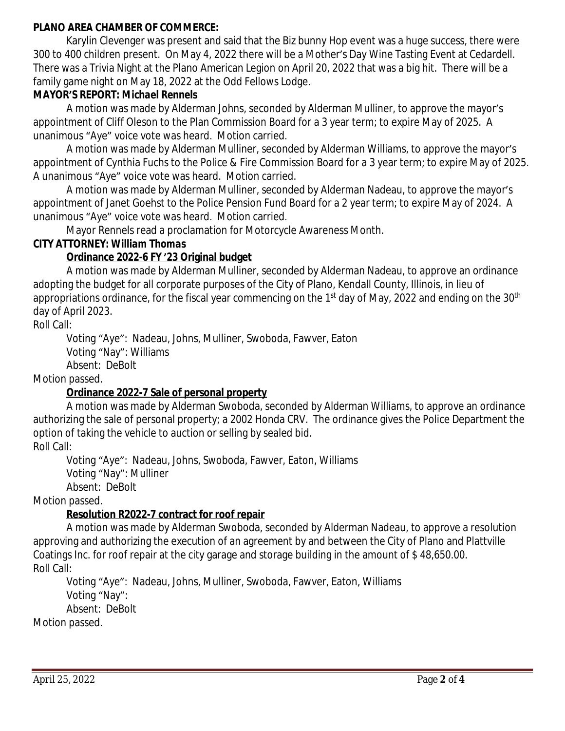**PLANO AREA CHAMBER OF COMMERCE:**

Karylin Clevenger was present and said that the Biz bunny Hop event was a huge success, there were 300 to 400 children present. On May 4, 2022 there will be a Mother's Day Wine Tasting Event at Cedardell. There was a Trivia Night at the Plano American Legion on April 20, 2022 that was a big hit. There will be a family game night on May 18, 2022 at the Odd Fellows Lodge.

**MAYOR'S REPORT: *Michael Rennels***

A motion was made by Alderman Johns, seconded by Alderman Mulliner, to approve the mayor's appointment of Cliff Oleson to the Plan Commission Board for a 3 year term; to expire May of 2025. A unanimous "Aye" voice vote was heard. Motion carried.

A motion was made by Alderman Mulliner, seconded by Alderman Williams, to approve the mayor's appointment of Cynthia Fuchs to the Police & Fire Commission Board for a 3 year term; to expire May of 2025. A unanimous "Aye" voice vote was heard. Motion carried.

A motion was made by Alderman Mulliner, seconded by Alderman Nadeau, to approve the mayor's appointment of Janet Goehst to the Police Pension Fund Board for a 2 year term; to expire May of 2024. A unanimous "Aye" voice vote was heard. Motion carried.

Mayor Rennels read a proclamation for Motorcycle Awareness Month.

**CITY ATTORNEY: *William Thomas***

**Ordinance 2022-6 FY '23 Original budget**

A motion was made by Alderman Mulliner, seconded by Alderman Nadeau, to approve an ordinance adopting the budget for all corporate purposes of the City of Plano, Kendall County, Illinois, in lieu of appropriations ordinance, for the fiscal year commencing on the 1st day of May, 2022 and ending on the 30th day of April 2023.

Roll Call:

Voting "Aye": Nadeau, Johns, Mulliner, Swoboda, Fawver, Eaton
Voting "Nay": Williams
Absent: DeBolt

Motion passed.

**Ordinance 2022-7 Sale of personal property**

A motion was made by Alderman Swoboda, seconded by Alderman Williams, to approve an ordinance authorizing the sale of personal property; a 2002 Honda CRV. The ordinance gives the Police Department the option of taking the vehicle to auction or selling by sealed bid.

Roll Call:

Voting "Aye": Nadeau, Johns, Swoboda, Fawver, Eaton, Williams
Voting "Nay": Mulliner
Absent: DeBolt

Motion passed.

**Resolution R2022-7 contract for roof repair**

A motion was made by Alderman Swoboda, seconded by Alderman Nadeau, to approve a resolution approving and authorizing the execution of an agreement by and between the City of Plano and Plattville Coatings Inc. for roof repair at the city garage and storage building in the amount of $ 48,650.00.

Roll Call:

Voting "Aye": Nadeau, Johns, Mulliner, Swoboda, Fawver, Eaton, Williams
Voting "Nay":
Absent: DeBolt

Motion passed.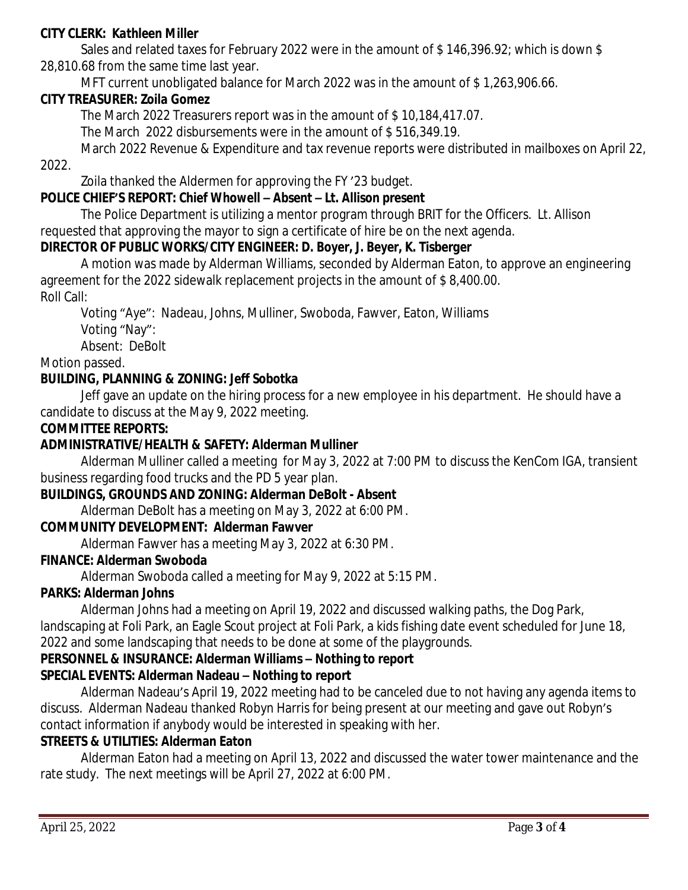**CITY CLERK: Kathleen Miller**

Sales and related taxes for February 2022 were in the amount of $ 146,396.92; which is down $ 28,810.68 from the same time last year.

MFT current unobligated balance for March 2022 was in the amount of $ 1,263,906.66.

**CITY TREASURER: Zoila Gomez**

The March 2022 Treasurers report was in the amount of $ 10,184,417.07.

The March 2022 disbursements were in the amount of $ 516,349.19.

March 2022 Revenue & Expenditure and tax revenue reports were distributed in mailboxes on April 22, 2022.

Zoila thanked the Aldermen for approving the FY '23 budget.

**POLICE CHIEF'S REPORT: Chief Whowell – Absent – Lt. Allison present**

The Police Department is utilizing a mentor program through BRIT for the Officers. Lt. Allison requested that approving the mayor to sign a certificate of hire be on the next agenda.

**DIRECTOR OF PUBLIC WORKS/CITY ENGINEER: D. Boyer, J. Beyer, K. Tisberger**

A motion was made by Alderman Williams, seconded by Alderman Eaton, to approve an engineering agreement for the 2022 sidewalk replacement projects in the amount of $ 8,400.00.

Roll Call:

Voting "Aye": Nadeau, Johns, Mulliner, Swoboda, Fawver, Eaton, Williams

Voting "Nay":

Absent: DeBolt

Motion passed.

**BUILDING, PLANNING & ZONING: Jeff Sobotka**

Jeff gave an update on the hiring process for a new employee in his department. He should have a candidate to discuss at the May 9, 2022 meeting.

**COMMITTEE REPORTS:**

**ADMINISTRATIVE/HEALTH & SAFETY: Alderman Mulliner**

Alderman Mulliner called a meeting for May 3, 2022 at 7:00 PM to discuss the KenCom IGA, transient business regarding food trucks and the PD 5 year plan.

**BUILDINGS, GROUNDS AND ZONING: Alderman DeBolt - Absent**

Alderman DeBolt has a meeting on May 3, 2022 at 6:00 PM.

**COMMUNITY DEVELOPMENT: Alderman Fawver**

Alderman Fawver has a meeting May 3, 2022 at 6:30 PM.

**FINANCE: Alderman Swoboda**

Alderman Swoboda called a meeting for May 9, 2022 at 5:15 PM.

**PARKS: Alderman Johns**

Alderman Johns had a meeting on April 19, 2022 and discussed walking paths, the Dog Park, landscaping at Foli Park, an Eagle Scout project at Foli Park, a kids fishing date event scheduled for June 18, 2022 and some landscaping that needs to be done at some of the playgrounds.

**PERSONNEL & INSURANCE: Alderman Williams – Nothing to report**

**SPECIAL EVENTS: Alderman Nadeau – Nothing to report**

Alderman Nadeau's April 19, 2022 meeting had to be canceled due to not having any agenda items to discuss. Alderman Nadeau thanked Robyn Harris for being present at our meeting and gave out Robyn's contact information if anybody would be interested in speaking with her.

**STREETS & UTILITIES: Alderman Eaton**

Alderman Eaton had a meeting on April 13, 2022 and discussed the water tower maintenance and the rate study. The next meetings will be April 27, 2022 at 6:00 PM.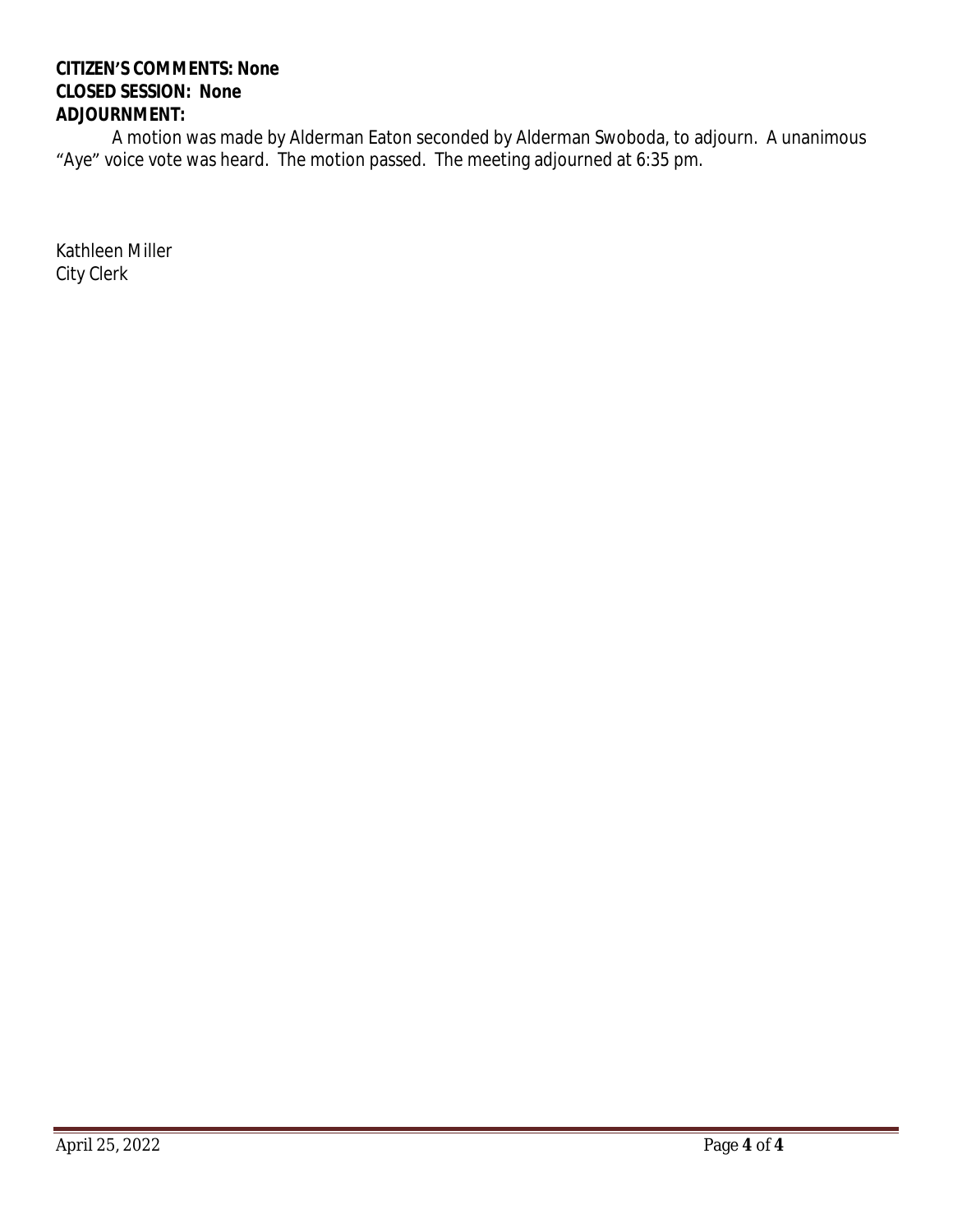**CITIZEN'S COMMENTS: None**
**CLOSED SESSION: None**
**ADJOURNMENT:**

A motion was made by Alderman Eaton seconded by Alderman Swoboda, to adjourn. A unanimous "Aye" voice vote was heard. The motion passed. The meeting adjourned at 6:35 pm.

Kathleen Miller
City Clerk